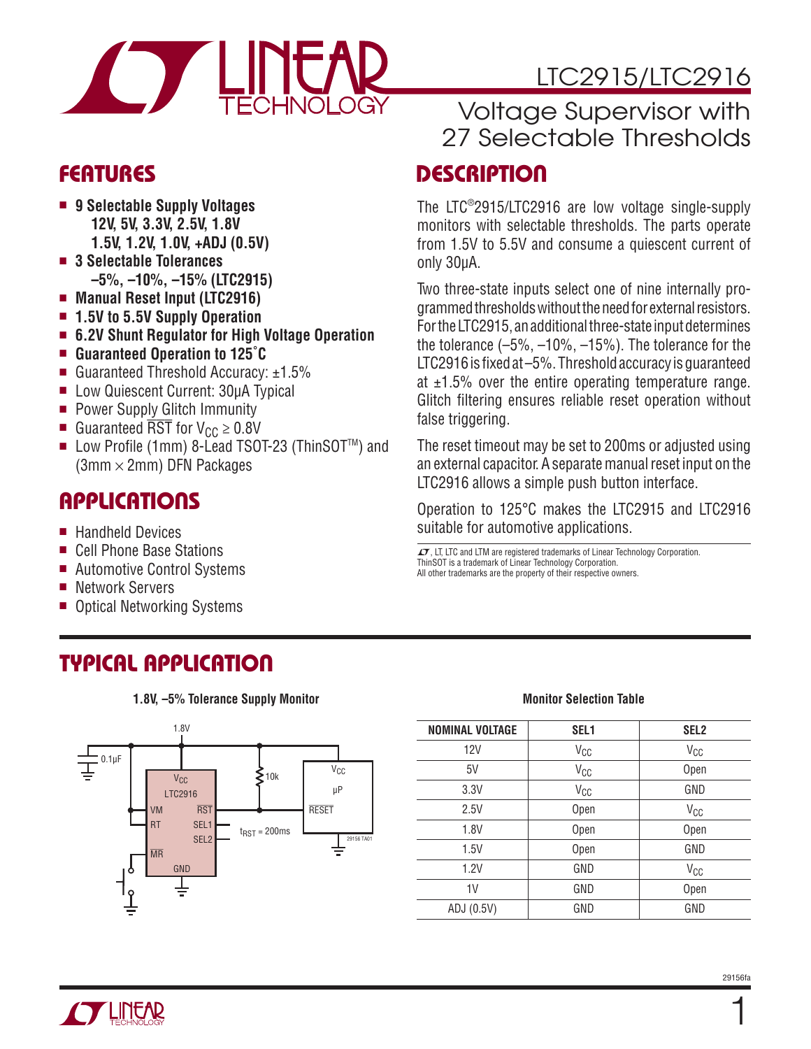# LTC2915/LTC2916

## Voltage Supervisor with 27 Selectable Thresholds

## FEATURES

- **9 Selectable Supply Voltages**
  **12V, 5V, 3.3V, 2.5V, 1.8V**
  **1.5V, 1.2V, 1.0V, +ADJ (0.5V)**
- **3 Selectable Tolerances**
  **–5%, –10%, –15% (LTC2915)**
- **Manual Reset Input (LTC2916)**
- **1.5V to 5.5V Supply Operation**
- **6.2V Shunt Regulator for High Voltage Operation**
- **Guaranteed Operation to 125°C**
- Guaranteed Threshold Accuracy: ±1.5%
- Low Quiescent Current: 30µA Typical
- Power Supply Glitch Immunity
- Guaranteed $\overline{RST}$ for $V_{CC} \geq 0.8V$
- Low Profile (1mm) 8-Lead TSOT-23 (ThinSOT™) and (3mm × 2mm) DFN Packages

## APPLICATIONS

- Handheld Devices
- Cell Phone Base Stations
- Automotive Control Systems
- Network Servers
- Optical Networking Systems

## DESCRIPTION

The LTC®2915/LTC2916 are low voltage single-supply monitors with selectable thresholds. The parts operate from 1.5V to 5.5V and consume a quiescent current of only 30µA.

Two three-state inputs select one of nine internally programmed thresholds without the need for external resistors. For the LTC2915, an additional three-state input determines the tolerance (–5%, –10%, –15%). The tolerance for the LTC2916 is fixed at –5%. Threshold accuracy is guaranteed at ±1.5% over the entire operating temperature range. Glitch filtering ensures reliable reset operation without false triggering.

The reset timeout may be set to 200ms or adjusted using an external capacitor. A separate manual reset input on the LTC2916 allows a simple push button interface.

Operation to 125°C makes the LTC2915 and LTC2916 suitable for automotive applications.

LT, LTC and LTM are registered trademarks of Linear Technology Corporation. ThinSOT is a trademark of Linear Technology Corporation. All other trademarks are the property of their respective owners.

## TYPICAL APPLICATION

**1.8V, –5% Tolerance Supply Monitor**

**Monitor Selection Table**

| NOMINAL VOLTAGE | SEL1 | SEL2 |
|---|---|---|
| 12V | $V_{CC}$ | $V_{CC}$ |
| 5V | $V_{CC}$ | Open |
| 3.3V | $V_{CC}$ | GND |
| 2.5V | Open | $V_{CC}$ |
| 1.8V | Open | Open |
| 1.5V | Open | GND |
| 1.2V | GND | $V_{CC}$ |
| 1V | GND | Open |
| ADJ (0.5V) | GND | GND |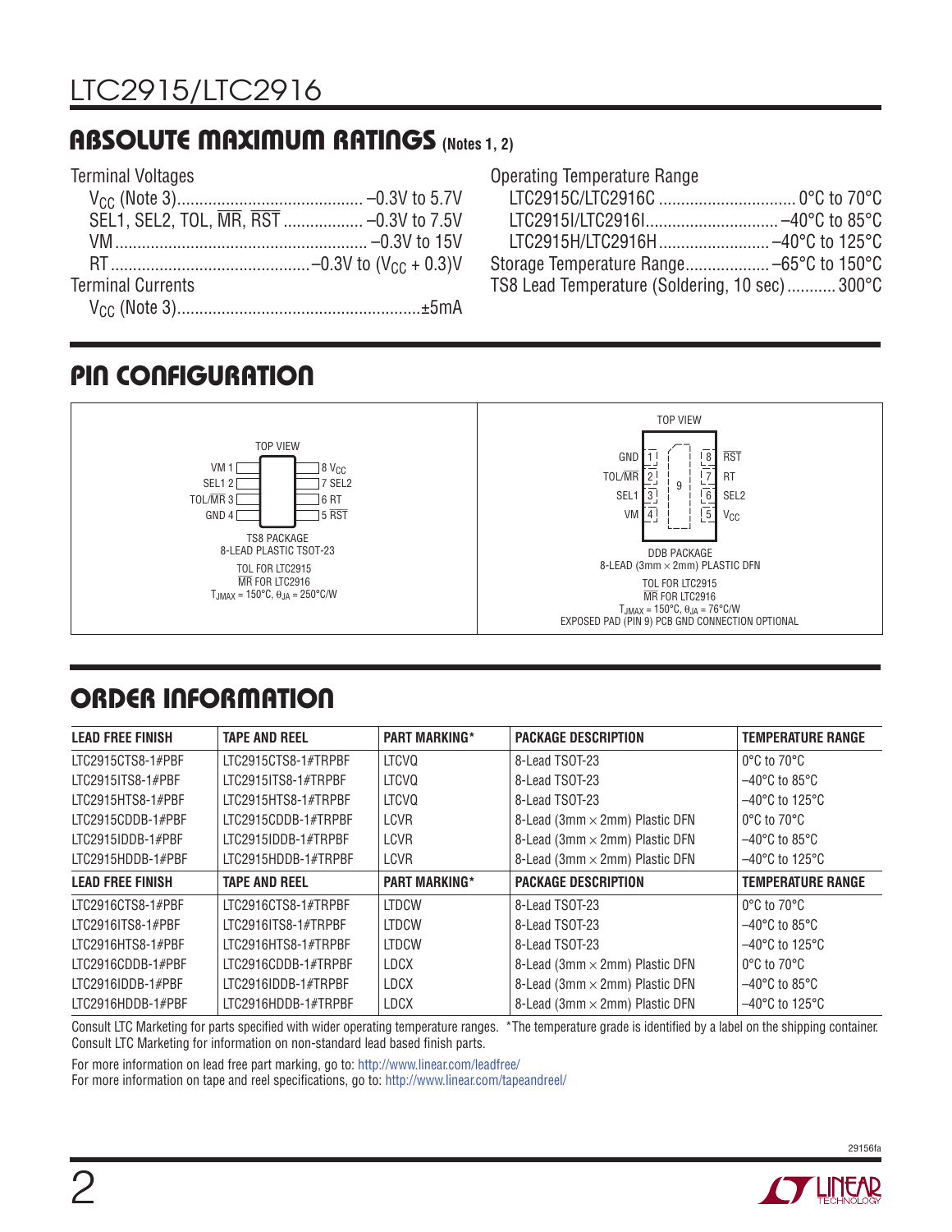## ABSOLUTE MAXIMUM RATINGS (Notes 1, 2)

Terminal Voltages

- $V_{CC}$ (Note 3) .......................................... –0.3V to 5.7V
- SEL1, SEL2, TOL, $\overline{MR}$, $\overline{RST}$ .................. –0.3V to 7.5V
- VM ........................................................ –0.3V to 15V
- RT ............................................ –0.3V to ($V_{CC}$ + 0.3)V

Terminal Currents

- $V_{CC}$ (Note 3) ...................................................... ±5mA

Operating Temperature Range

- LTC2915C/LTC2916C .............................. 0°C to 70°C
- LTC2915I/LTC2916I .............................. –40°C to 85°C
- LTC2915H/LTC2916H ......................... –40°C to 125°C

Storage Temperature Range ................... –65°C to 150°C

TS8 Lead Temperature (Soldering, 10 sec) ........... 300°C

## PIN CONFIGURATION

**TS8 PACKAGE — 8-LEAD PLASTIC TSOT-23 (TOP VIEW)**

| Pin | Name | Pin | Name |
|---|---|---|---|
| 1 | VM | 8 | $V_{CC}$ |
| 2 | SEL1 | 7 | SEL2 |
| 3 | TOL/$\overline{MR}$ | 6 | RT |
| 4 | GND | 5 | $\overline{RST}$ |

TOL FOR LTC2915
$\overline{MR}$ FOR LTC2916
$T_{JMAX}$ = 150°C, $\theta_{JA}$ = 250°C/W

**DDB PACKAGE — 8-LEAD (3mm × 2mm) PLASTIC DFN (TOP VIEW)**

| Pin | Name | Pin | Name |
|---|---|---|---|
| 1 | GND | 8 | $\overline{RST}$ |
| 2 | TOL/$\overline{MR}$ | 7 | RT |
| 3 | SEL1 | 6 | SEL2 |
| 4 | VM | 5 | $V_{CC}$ |
| 9 | Exposed Pad | | |

TOL FOR LTC2915
$\overline{MR}$ FOR LTC2916
$T_{JMAX}$ = 150°C, $\theta_{JA}$ = 76°C/W
EXPOSED PAD (PIN 9) PCB GND CONNECTION OPTIONAL

## ORDER INFORMATION

| LEAD FREE FINISH | TAPE AND REEL | PART MARKING* | PACKAGE DESCRIPTION | TEMPERATURE RANGE |
|---|---|---|---|---|
| LTC2915CTS8-1#PBF | LTC2915CTS8-1#TRPBF | LTCVQ | 8-Lead TSOT-23 | 0°C to 70°C |
| LTC2915ITS8-1#PBF | LTC2915ITS8-1#TRPBF | LTCVQ | 8-Lead TSOT-23 | –40°C to 85°C |
| LTC2915HTS8-1#PBF | LTC2915HTS8-1#TRPBF | LTCVQ | 8-Lead TSOT-23 | –40°C to 125°C |
| LTC2915CDDB-1#PBF | LTC2915CDDB-1#TRPBF | LCVR | 8-Lead (3mm × 2mm) Plastic DFN | 0°C to 70°C |
| LTC2915IDDB-1#PBF | LTC2915IDDB-1#TRPBF | LCVR | 8-Lead (3mm × 2mm) Plastic DFN | –40°C to 85°C |
| LTC2915HDDB-1#PBF | LTC2915HDDB-1#TRPBF | LCVR | 8-Lead (3mm × 2mm) Plastic DFN | –40°C to 125°C |
| **LEAD FREE FINISH** | **TAPE AND REEL** | **PART MARKING*** | **PACKAGE DESCRIPTION** | **TEMPERATURE RANGE** |
| LTC2916CTS8-1#PBF | LTC2916CTS8-1#TRPBF | LTDCW | 8-Lead TSOT-23 | 0°C to 70°C |
| LTC2916ITS8-1#PBF | LTC2916ITS8-1#TRPBF | LTDCW | 8-Lead TSOT-23 | –40°C to 85°C |
| LTC2916HTS8-1#PBF | LTC2916HTS8-1#TRPBF | LTDCW | 8-Lead TSOT-23 | –40°C to 125°C |
| LTC2916CDDB-1#PBF | LTC2916CDDB-1#TRPBF | LDCX | 8-Lead (3mm × 2mm) Plastic DFN | 0°C to 70°C |
| LTC2916IDDB-1#PBF | LTC2916IDDB-1#TRPBF | LDCX | 8-Lead (3mm × 2mm) Plastic DFN | –40°C to 85°C |
| LTC2916HDDB-1#PBF | LTC2916HDDB-1#TRPBF | LDCX | 8-Lead (3mm × 2mm) Plastic DFN | –40°C to 125°C |

Consult LTC Marketing for parts specified with wider operating temperature ranges. *The temperature grade is identified by a label on the shipping container.
Consult LTC Marketing for information on non-standard lead based finish parts.

For more information on lead free part marking, go to: http://www.linear.com/leadfree/
For more information on tape and reel specifications, go to: http://www.linear.com/tapeandreel/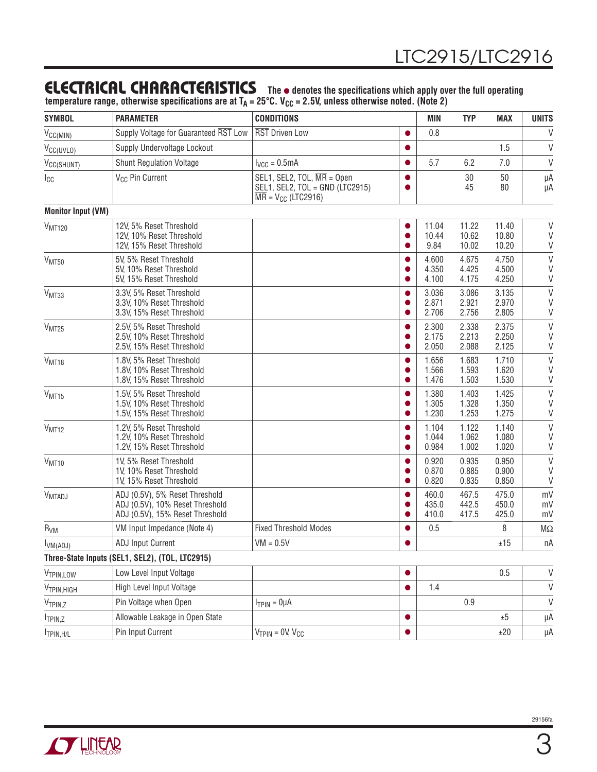## ELECTRICAL CHARACTERISTICS

**The ● denotes the specifications which apply over the full operating temperature range, otherwise specifications are at $T_A = 25°C$. $V_{CC} = 2.5V$, unless otherwise noted. (Note 2)**

| SYMBOL | PARAMETER | CONDITIONS | | MIN | TYP | MAX | UNITS |
|---|---|---|---|---|---|---|---|
| $V_{CC(MIN)}$ | Supply Voltage for Guaranteed $\overline{RST}$ Low | $\overline{RST}$ Driven Low | ● | 0.8 | | | V |
| $V_{CC(UVLO)}$ | Supply Undervoltage Lockout | | ● | | | 1.5 | V |
| $V_{CC(SHUNT)}$ | Shunt Regulation Voltage | $I_{VCC} = 0.5mA$ | ● | 5.7 | 6.2 | 7.0 | V |
| $I_{CC}$ | $V_{CC}$ Pin Current | SEL1, SEL2, TOL, $\overline{MR}$ = Open<br>SEL1, SEL2, TOL = GND (LTC2915)<br>$\overline{MR} = V_{CC}$ (LTC2916) | ●<br>● | | 30<br>45 | 50<br>80 | µA<br>µA |
| **Monitor Input (VM)** | | | | | | | |
| $V_{MT120}$ | 12V, 5% Reset Threshold<br>12V, 10% Reset Threshold<br>12V, 15% Reset Threshold | | ●<br>●<br>● | 11.04<br>10.44<br>9.84 | 11.22<br>10.62<br>10.02 | 11.40<br>10.80<br>10.20 | V<br>V<br>V |
| $V_{MT50}$ | 5V, 5% Reset Threshold<br>5V, 10% Reset Threshold<br>5V, 15% Reset Threshold | | ●<br>●<br>● | 4.600<br>4.350<br>4.100 | 4.675<br>4.425<br>4.175 | 4.750<br>4.500<br>4.250 | V<br>V<br>V |
| $V_{MT33}$ | 3.3V, 5% Reset Threshold<br>3.3V, 10% Reset Threshold<br>3.3V, 15% Reset Threshold | | ●<br>●<br>● | 3.036<br>2.871<br>2.706 | 3.086<br>2.921<br>2.756 | 3.135<br>2.970<br>2.805 | V<br>V<br>V |
| $V_{MT25}$ | 2.5V, 5% Reset Threshold<br>2.5V, 10% Reset Threshold<br>2.5V, 15% Reset Threshold | | ●<br>●<br>● | 2.300<br>2.175<br>2.050 | 2.338<br>2.213<br>2.088 | 2.375<br>2.250<br>2.125 | V<br>V<br>V |
| $V_{MT18}$ | 1.8V, 5% Reset Threshold<br>1.8V, 10% Reset Threshold<br>1.8V, 15% Reset Threshold | | ●<br>●<br>● | 1.656<br>1.566<br>1.476 | 1.683<br>1.593<br>1.503 | 1.710<br>1.620<br>1.530 | V<br>V<br>V |
| $V_{MT15}$ | 1.5V, 5% Reset Threshold<br>1.5V, 10% Reset Threshold<br>1.5V, 15% Reset Threshold | | ●<br>●<br>● | 1.380<br>1.305<br>1.230 | 1.403<br>1.328<br>1.253 | 1.425<br>1.350<br>1.275 | V<br>V<br>V |
| $V_{MT12}$ | 1.2V, 5% Reset Threshold<br>1.2V, 10% Reset Threshold<br>1.2V, 15% Reset Threshold | | ●<br>●<br>● | 1.104<br>1.044<br>0.984 | 1.122<br>1.062<br>1.002 | 1.140<br>1.080<br>1.020 | V<br>V<br>V |
| $V_{MT10}$ | 1V, 5% Reset Threshold<br>1V, 10% Reset Threshold<br>1V, 15% Reset Threshold | | ●<br>●<br>● | 0.920<br>0.870<br>0.820 | 0.935<br>0.885<br>0.835 | 0.950<br>0.900<br>0.850 | V<br>V<br>V |
| $V_{MTADJ}$ | ADJ (0.5V), 5% Reset Threshold<br>ADJ (0.5V), 10% Reset Threshold<br>ADJ (0.5V), 15% Reset Threshold | | ●<br>●<br>● | 460.0<br>435.0<br>410.0 | 467.5<br>442.5<br>417.5 | 475.0<br>450.0<br>425.0 | mV<br>mV<br>mV |
| $R_{VM}$ | VM Input Impedance (Note 4) | Fixed Threshold Modes | ● | 0.5 | | 8 | MΩ |
| $I_{VM(ADJ)}$ | ADJ Input Current | VM = 0.5V | ● | | | ±15 | nA |
| **Three-State Inputs (SEL1, SEL2), (TOL, LTC2915)** | | | | | | | |
| $V_{TPIN,LOW}$ | Low Level Input Voltage | | ● | | | 0.5 | V |
| $V_{TPIN,HIGH}$ | High Level Input Voltage | | ● | 1.4 | | | V |
| $V_{TPIN,Z}$ | Pin Voltage when Open | $I_{TPIN} = 0µA$ | | | 0.9 | | V |
| $I_{TPIN,Z}$ | Allowable Leakage in Open State | | ● | | | ±5 | µA |
| $I_{TPIN,H/L}$ | Pin Input Current | $V_{TPIN} = 0V, V_{CC}$ | ● | | | ±20 | µA |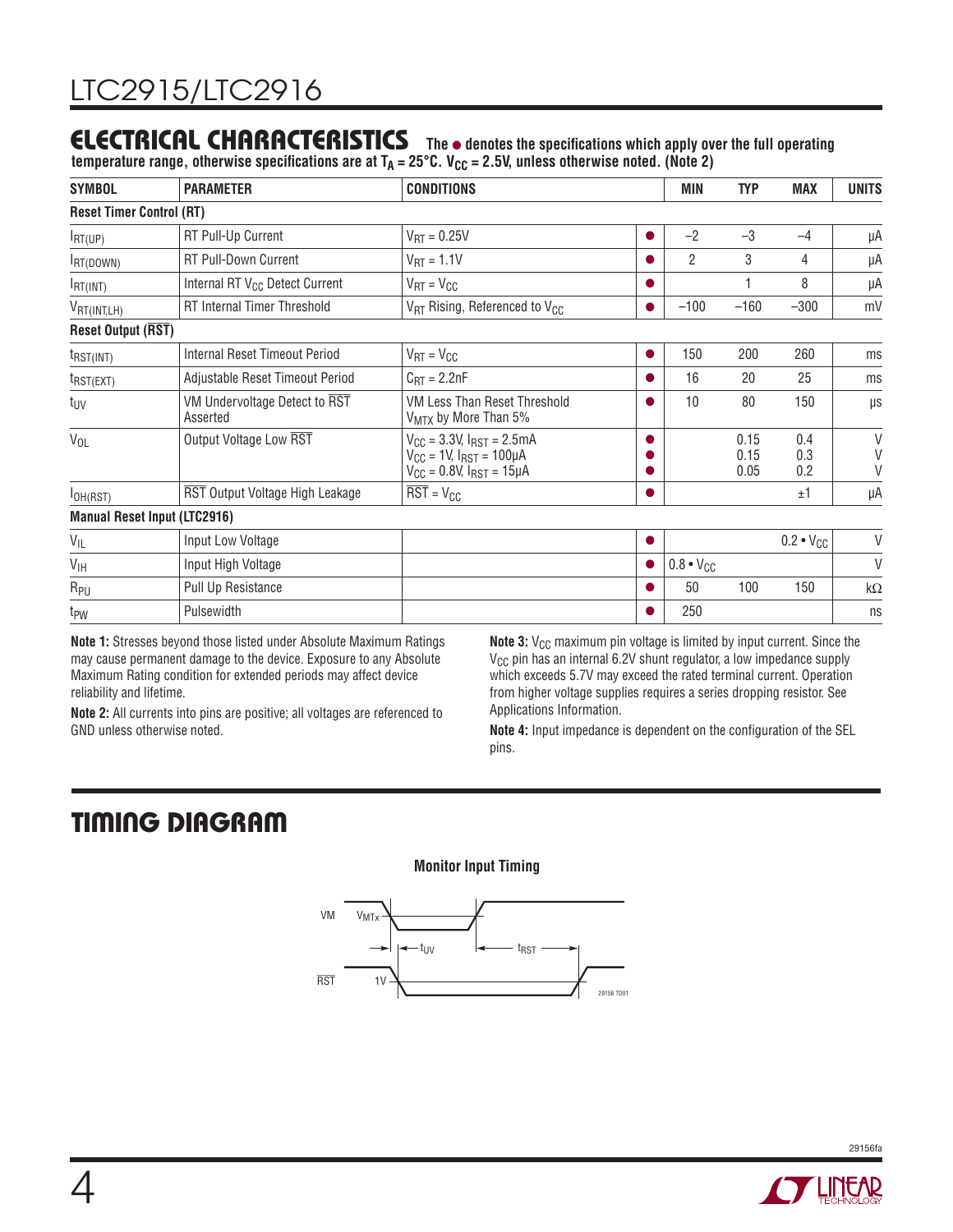## ELECTRICAL CHARACTERISTICS

**The ● denotes the specifications which apply over the full operating temperature range, otherwise specifications are at $T_A$ = 25°C. $V_{CC}$ = 2.5V, unless otherwise noted. (Note 2)**

| SYMBOL | PARAMETER | CONDITIONS | | MIN | TYP | MAX | UNITS |
|---|---|---|---|---|---|---|---|
| **Reset Timer Control (RT)** | | | | | | | |
| $I_{RT(UP)}$ | RT Pull-Up Current | $V_{RT}$ = 0.25V | ● | –2 | –3 | –4 | µA |
| $I_{RT(DOWN)}$ | RT Pull-Down Current | $V_{RT}$ = 1.1V | ● | 2 | 3 | 4 | µA |
| $I_{RT(INT)}$ | Internal RT $V_{CC}$ Detect Current | $V_{RT}$ = $V_{CC}$ | ● | | 1 | 8 | µA |
| $V_{RT(INT,LH)}$ | RT Internal Timer Threshold | $V_{RT}$ Rising, Referenced to $V_{CC}$ | ● | –100 | –160 | –300 | mV |
| **Reset Output ($\overline{RST}$)** | | | | | | | |
| $t_{RST(INT)}$ | Internal Reset Timeout Period | $V_{RT}$ = $V_{CC}$ | ● | 150 | 200 | 260 | ms |
| $t_{RST(EXT)}$ | Adjustable Reset Timeout Period | $C_{RT}$ = 2.2nF | ● | 16 | 20 | 25 | ms |
| $t_{UV}$ | VM Undervoltage Detect to $\overline{RST}$ Asserted | VM Less Than Reset Threshold $V_{MTX}$ by More Than 5% | ● | 10 | 80 | 150 | µs |
| $V_{OL}$ | Output Voltage Low $\overline{RST}$ | $V_{CC}$ = 3.3V, $I_{RST}$ = 2.5mA<br>$V_{CC}$ = 1V, $I_{RST}$ = 100µA<br>$V_{CC}$ = 0.8V, $I_{RST}$ = 15µA | ●<br>●<br>● | | 0.15<br>0.15<br>0.05 | 0.4<br>0.3<br>0.2 | V<br>V<br>V |
| $I_{OH(RST)}$ | $\overline{RST}$ Output Voltage High Leakage | $\overline{RST}$ = $V_{CC}$ | ● | | | ±1 | µA |
| **Manual Reset Input (LTC2916)** | | | | | | | |
| $V_{IL}$ | Input Low Voltage | | ● | | | 0.2 • $V_{CC}$ | V |
| $V_{IH}$ | Input High Voltage | | ● | 0.8 • $V_{CC}$ | | | V |
| $R_{PU}$ | Pull Up Resistance | | ● | 50 | 100 | 150 | kΩ |
| $t_{PW}$ | Pulsewidth | | ● | 250 | | | ns |

**Note 1:** Stresses beyond those listed under Absolute Maximum Ratings may cause permanent damage to the device. Exposure to any Absolute Maximum Rating condition for extended periods may affect device reliability and lifetime.

**Note 2:** All currents into pins are positive; all voltages are referenced to GND unless otherwise noted.

**Note 3:** $V_{CC}$ maximum pin voltage is limited by input current. Since the $V_{CC}$ pin has an internal 6.2V shunt regulator, a low impedance supply which exceeds 5.7V may exceed the rated terminal current. Operation from higher voltage supplies requires a series dropping resistor. See Applications Information.

**Note 4:** Input impedance is dependent on the configuration of the SEL pins.

## TIMING DIAGRAM

**Monitor Input Timing**

VM $V_{MTx}$

$t_{UV}$ $t_{RST}$

$\overline{RST}$ 1V

29156 TD01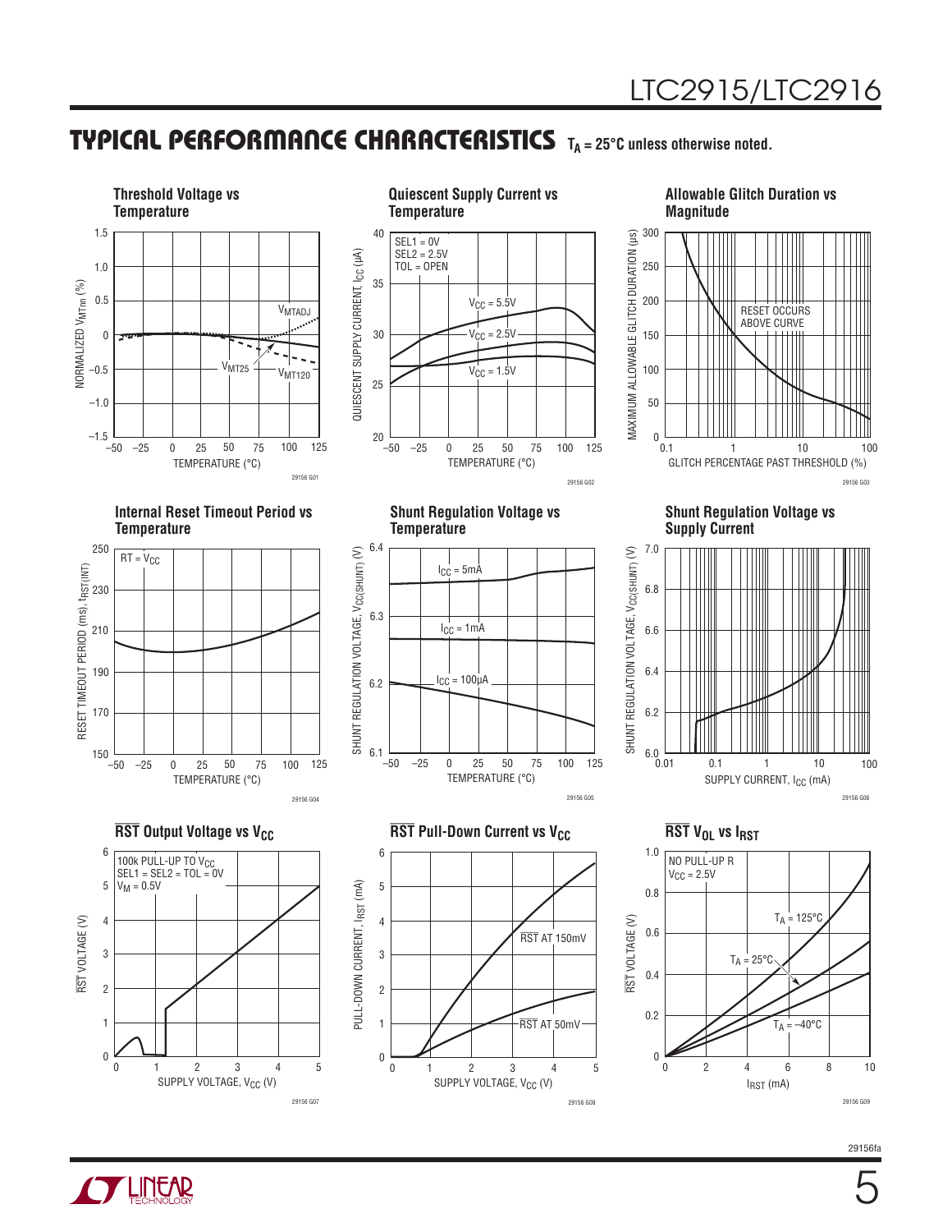## TYPICAL PERFORMANCE CHARACTERISTICS $T_A = 25°C$ unless otherwise noted.

**Threshold Voltage vs Temperature**

NORMALIZED $V_{MTnn}$ (%) vs TEMPERATURE (°C)

$V_{MTADJ}$, $V_{MT25}$, $V_{MT120}$

29156 G01

**Quiescent Supply Current vs Temperature**

SEL1 = 0V
SEL2 = 2.5V
TOL = OPEN

$V_{CC}$ = 5.5V, $V_{CC}$ = 2.5V, $V_{CC}$ = 1.5V

QUIESCENT SUPPLY CURRENT, $I_{CC}$ (µA) vs TEMPERATURE (°C)

29156 G02

**Allowable Glitch Duration vs Magnitude**

RESET OCCURS ABOVE CURVE

MAXIMUM ALLOWABLE GLITCH DURATION (µs) vs GLITCH PERCENTAGE PAST THRESHOLD (%)

29156 G03

**Internal Reset Timeout Period vs Temperature**

RT = $V_{CC}$

RESET TIMEOUT PERIOD (ms), $t_{RST(INT)}$ vs TEMPERATURE (°C)

29156 G04

**Shunt Regulation Voltage vs Temperature**

$I_{CC}$ = 5mA, $I_{CC}$ = 1mA, $I_{CC}$ = 100µA

SHUNT REGULATION VOLTAGE, $V_{CC(SHUNT)}$ (V) vs TEMPERATURE (°C)

29156 G05

**Shunt Regulation Voltage vs Supply Current**

SHUNT REGULATION VOLTAGE, $V_{CC(SHUNT)}$ (V) vs SUPPLY CURRENT, $I_{CC}$ (mA)

29156 G06

**$\overline{RST}$ Output Voltage vs $V_{CC}$**

100k PULL-UP TO $V_{CC}$
SEL1 = SEL2 = TOL = 0V
$V_M$ = 0.5V

$\overline{RST}$ VOLTAGE (V) vs SUPPLY VOLTAGE, $V_{CC}$ (V)

29156 G07

**$\overline{RST}$ Pull-Down Current vs $V_{CC}$**

$\overline{RST}$ AT 150mV, $\overline{RST}$ AT 50mV

PULL-DOWN CURRENT, $I_{RST}$ (mA) vs SUPPLY VOLTAGE, $V_{CC}$ (V)

29156 G08

**$\overline{RST}$ $V_{OL}$ vs $I_{RST}$**

NO PULL-UP R
$V_{CC}$ = 2.5V

$T_A$ = 125°C, $T_A$ = 25°C, $T_A$ = –40°C

$\overline{RST}$ VOLTAGE (V) vs $I_{RST}$ (mA)

29156 G09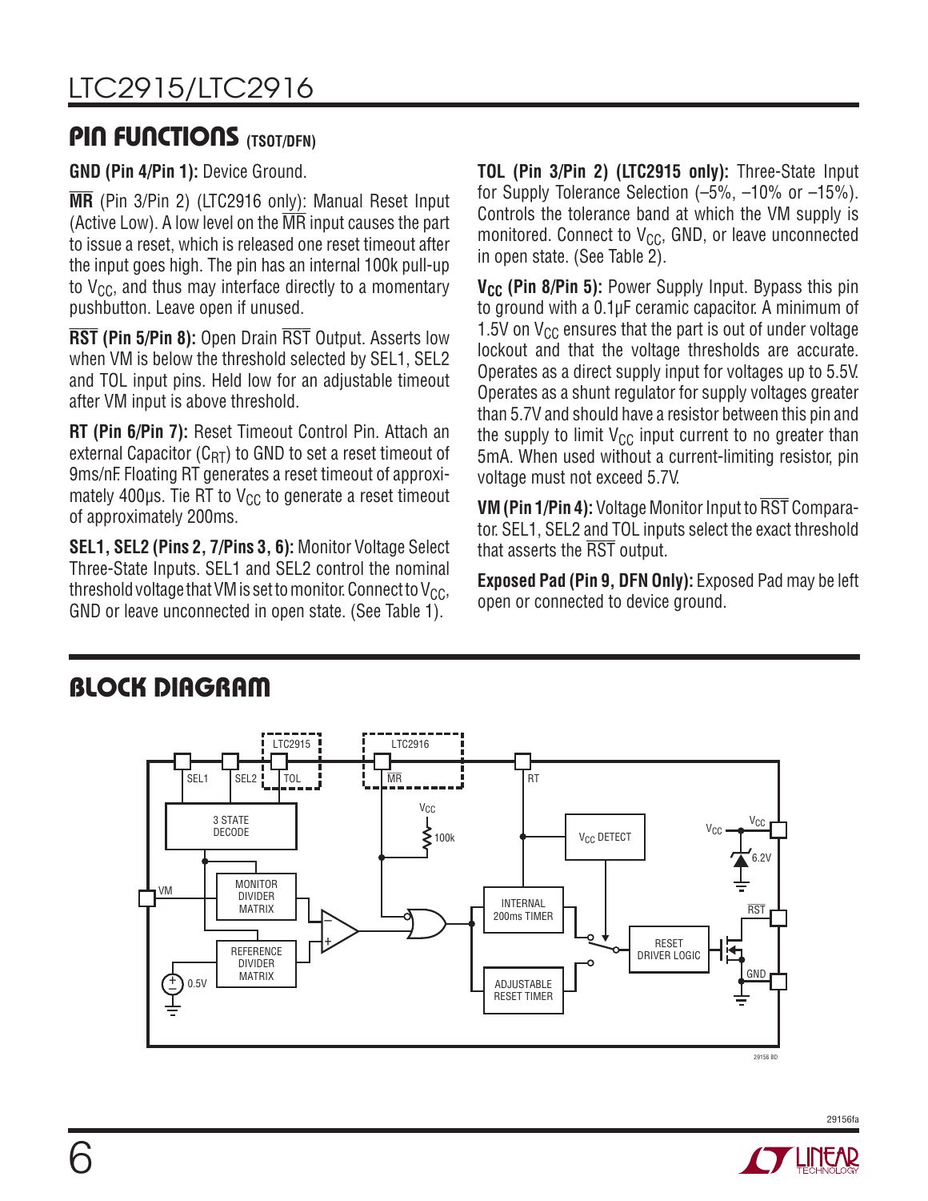## PIN FUNCTIONS (TSOT/DFN)

**GND (Pin 4/Pin 1):** Device Ground.

**$\overline{MR}$** (Pin 3/Pin 2) (LTC2916 only): Manual Reset Input (Active Low). A low level on the $\overline{MR}$ input causes the part to issue a reset, which is released one reset timeout after the input goes high. The pin has an internal 100k pull-up to $V_{CC}$, and thus may interface directly to a momentary pushbutton. Leave open if unused.

**$\overline{RST}$ (Pin 5/Pin 8):** Open Drain $\overline{RST}$ Output. Asserts low when VM is below the threshold selected by SEL1, SEL2 and TOL input pins. Held low for an adjustable timeout after VM input is above threshold.

**RT (Pin 6/Pin 7):** Reset Timeout Control Pin. Attach an external Capacitor ($C_{RT}$) to GND to set a reset timeout of 9ms/nF. Floating RT generates a reset timeout of approximately 400µs. Tie RT to $V_{CC}$ to generate a reset timeout of approximately 200ms.

**SEL1, SEL2 (Pins 2, 7/Pins 3, 6):** Monitor Voltage Select Three-State Inputs. SEL1 and SEL2 control the nominal threshold voltage that VM is set to monitor. Connect to $V_{CC}$, GND or leave unconnected in open state. (See Table 1).

**TOL (Pin 3/Pin 2) (LTC2915 only):** Three-State Input for Supply Tolerance Selection (–5%, –10% or –15%). Controls the tolerance band at which the VM supply is monitored. Connect to $V_{CC}$, GND, or leave unconnected in open state. (See Table 2).

**$V_{CC}$ (Pin 8/Pin 5):** Power Supply Input. Bypass this pin to ground with a 0.1µF ceramic capacitor. A minimum of 1.5V on $V_{CC}$ ensures that the part is out of under voltage lockout and that the voltage thresholds are accurate. Operates as a direct supply input for voltages up to 5.5V. Operates as a shunt regulator for supply voltages greater than 5.7V and should have a resistor between this pin and the supply to limit $V_{CC}$ input current to no greater than 5mA. When used without a current-limiting resistor, pin voltage must not exceed 5.7V.

**VM (Pin 1/Pin 4):** Voltage Monitor Input to $\overline{RST}$ Comparator. SEL1, SEL2 and TOL inputs select the exact threshold that asserts the $\overline{RST}$ output.

**Exposed Pad (Pin 9, DFN Only):** Exposed Pad may be left open or connected to device ground.

## BLOCK DIAGRAM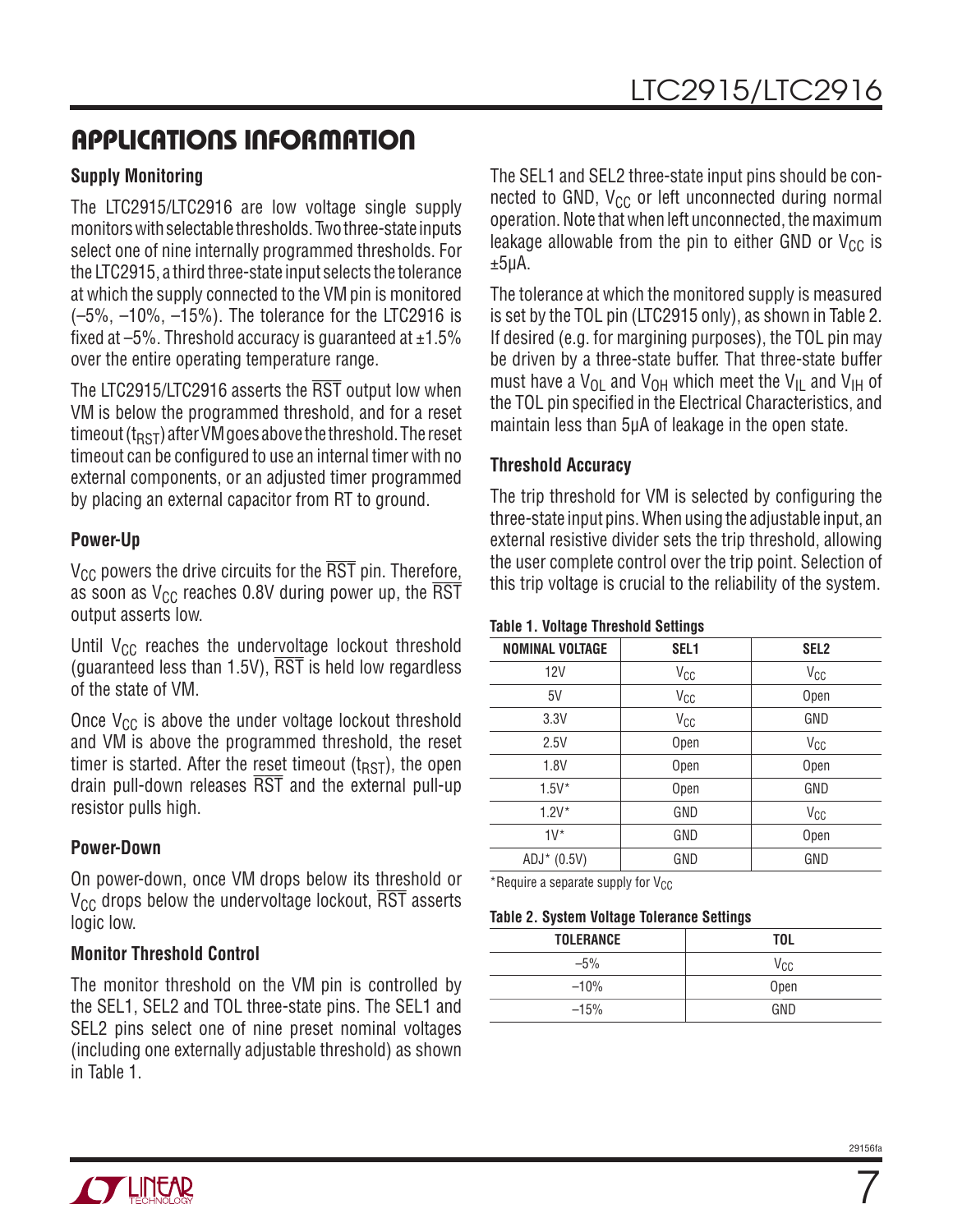## APPLICATIONS INFORMATION

### Supply Monitoring

The LTC2915/LTC2916 are low voltage single supply monitors with selectable thresholds. Two three-state inputs select one of nine internally programmed thresholds. For the LTC2915, a third three-state input selects the tolerance at which the supply connected to the VM pin is monitored (–5%, –10%, –15%). The tolerance for the LTC2916 is fixed at –5%. Threshold accuracy is guaranteed at ±1.5% over the entire operating temperature range.

The LTC2915/LTC2916 asserts the $\overline{RST}$ output low when VM is below the programmed threshold, and for a reset timeout ($t_{RST}$) after VM goes above the threshold. The reset timeout can be configured to use an internal timer with no external components, or an adjusted timer programmed by placing an external capacitor from RT to ground.

### Power-Up

$V_{CC}$ powers the drive circuits for the $\overline{RST}$ pin. Therefore, as soon as $V_{CC}$ reaches 0.8V during power up, the $\overline{RST}$ output asserts low.

Until $V_{CC}$ reaches the undervoltage lockout threshold (guaranteed less than 1.5V), $\overline{RST}$ is held low regardless of the state of VM.

Once $V_{CC}$ is above the under voltage lockout threshold and VM is above the programmed threshold, the reset timer is started. After the reset timeout ($t_{RST}$), the open drain pull-down releases $\overline{RST}$ and the external pull-up resistor pulls high.

### Power-Down

On power-down, once VM drops below its threshold or $V_{CC}$ drops below the undervoltage lockout, $\overline{RST}$ asserts logic low.

### Monitor Threshold Control

The monitor threshold on the VM pin is controlled by the SEL1, SEL2 and TOL three-state pins. The SEL1 and SEL2 pins select one of nine preset nominal voltages (including one externally adjustable threshold) as shown in Table 1.

The SEL1 and SEL2 three-state input pins should be connected to GND, $V_{CC}$ or left unconnected during normal operation. Note that when left unconnected, the maximum leakage allowable from the pin to either GND or $V_{CC}$ is ±5μA.

The tolerance at which the monitored supply is measured is set by the TOL pin (LTC2915 only), as shown in Table 2. If desired (e.g. for margining purposes), the TOL pin may be driven by a three-state buffer. That three-state buffer must have a $V_{OL}$ and $V_{OH}$ which meet the $V_{IL}$ and $V_{IH}$ of the TOL pin specified in the Electrical Characteristics, and maintain less than 5μA of leakage in the open state.

### Threshold Accuracy

The trip threshold for VM is selected by configuring the three-state input pins. When using the adjustable input, an external resistive divider sets the trip threshold, allowing the user complete control over the trip point. Selection of this trip voltage is crucial to the reliability of the system.

**Table 1. Voltage Threshold Settings**

| NOMINAL VOLTAGE | SEL1 | SEL2 |
|---|---|---|
| 12V | $V_{CC}$ | $V_{CC}$ |
| 5V | $V_{CC}$ | Open |
| 3.3V | $V_{CC}$ | GND |
| 2.5V | Open | $V_{CC}$ |
| 1.8V | Open | Open |
| 1.5V* | Open | GND |
| 1.2V* | GND | $V_{CC}$ |
| 1V* | GND | Open |
| ADJ* (0.5V) | GND | GND |

*Require a separate supply for $V_{CC}$

**Table 2. System Voltage Tolerance Settings**

| TOLERANCE | TOL |
|---|---|
| –5% | $V_{CC}$ |
| –10% | Open |
| –15% | GND |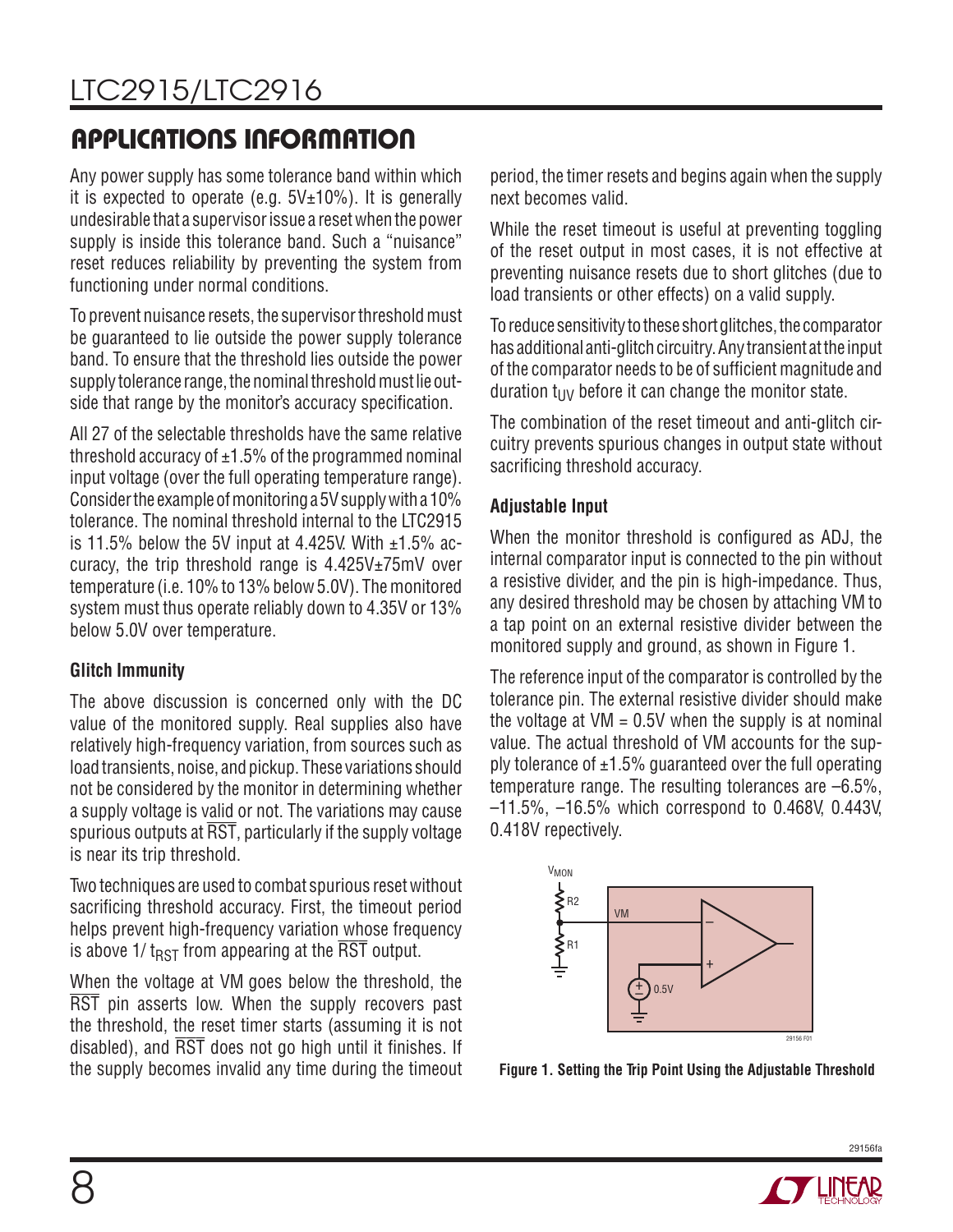## APPLICATIONS INFORMATION

Any power supply has some tolerance band within which it is expected to operate (e.g. 5V±10%). It is generally undesirable that a supervisor issue a reset when the power supply is inside this tolerance band. Such a "nuisance" reset reduces reliability by preventing the system from functioning under normal conditions.

To prevent nuisance resets, the supervisor threshold must be guaranteed to lie outside the power supply tolerance band. To ensure that the threshold lies outside the power supply tolerance range, the nominal threshold must lie outside that range by the monitor's accuracy specification.

All 27 of the selectable thresholds have the same relative threshold accuracy of ±1.5% of the programmed nominal input voltage (over the full operating temperature range). Consider the example of monitoring a 5V supply with a 10% tolerance. The nominal threshold internal to the LTC2915 is 11.5% below the 5V input at 4.425V. With ±1.5% accuracy, the trip threshold range is 4.425V±75mV over temperature (i.e. 10% to 13% below 5.0V). The monitored system must thus operate reliably down to 4.35V or 13% below 5.0V over temperature.

### Glitch Immunity

The above discussion is concerned only with the DC value of the monitored supply. Real supplies also have relatively high-frequency variation, from sources such as load transients, noise, and pickup. These variations should not be considered by the monitor in determining whether a supply voltage is valid or not. The variations may cause spurious outputs at $\overline{RST}$, particularly if the supply voltage is near its trip threshold.

Two techniques are used to combat spurious reset without sacrificing threshold accuracy. First, the timeout period helps prevent high-frequency variation whose frequency is above $1/t_{RST}$ from appearing at the $\overline{RST}$ output.

When the voltage at VM goes below the threshold, the $\overline{RST}$ pin asserts low. When the supply recovers past the threshold, the reset timer starts (assuming it is not disabled), and $\overline{RST}$ does not go high until it finishes. If the supply becomes invalid any time during the timeout period, the timer resets and begins again when the supply next becomes valid.

While the reset timeout is useful at preventing toggling of the reset output in most cases, it is not effective at preventing nuisance resets due to short glitches (due to load transients or other effects) on a valid supply.

To reduce sensitivity to these short glitches, the comparator has additional anti-glitch circuitry. Any transient at the input of the comparator needs to be of sufficient magnitude and duration $t_{UV}$ before it can change the monitor state.

The combination of the reset timeout and anti-glitch circuitry prevents spurious changes in output state without sacrificing threshold accuracy.

### Adjustable Input

When the monitor threshold is configured as ADJ, the internal comparator input is connected to the pin without a resistive divider, and the pin is high-impedance. Thus, any desired threshold may be chosen by attaching VM to a tap point on an external resistive divider between the monitored supply and ground, as shown in Figure 1.

The reference input of the comparator is controlled by the tolerance pin. The external resistive divider should make the voltage at VM = 0.5V when the supply is at nominal value. The actual threshold of VM accounts for the supply tolerance of ±1.5% guaranteed over the full operating temperature range. The resulting tolerances are –6.5%, –11.5%, –16.5% which correspond to 0.468V, 0.443V, 0.418V respectively.

Figure 1. Setting the Trip Point Using the Adjustable Threshold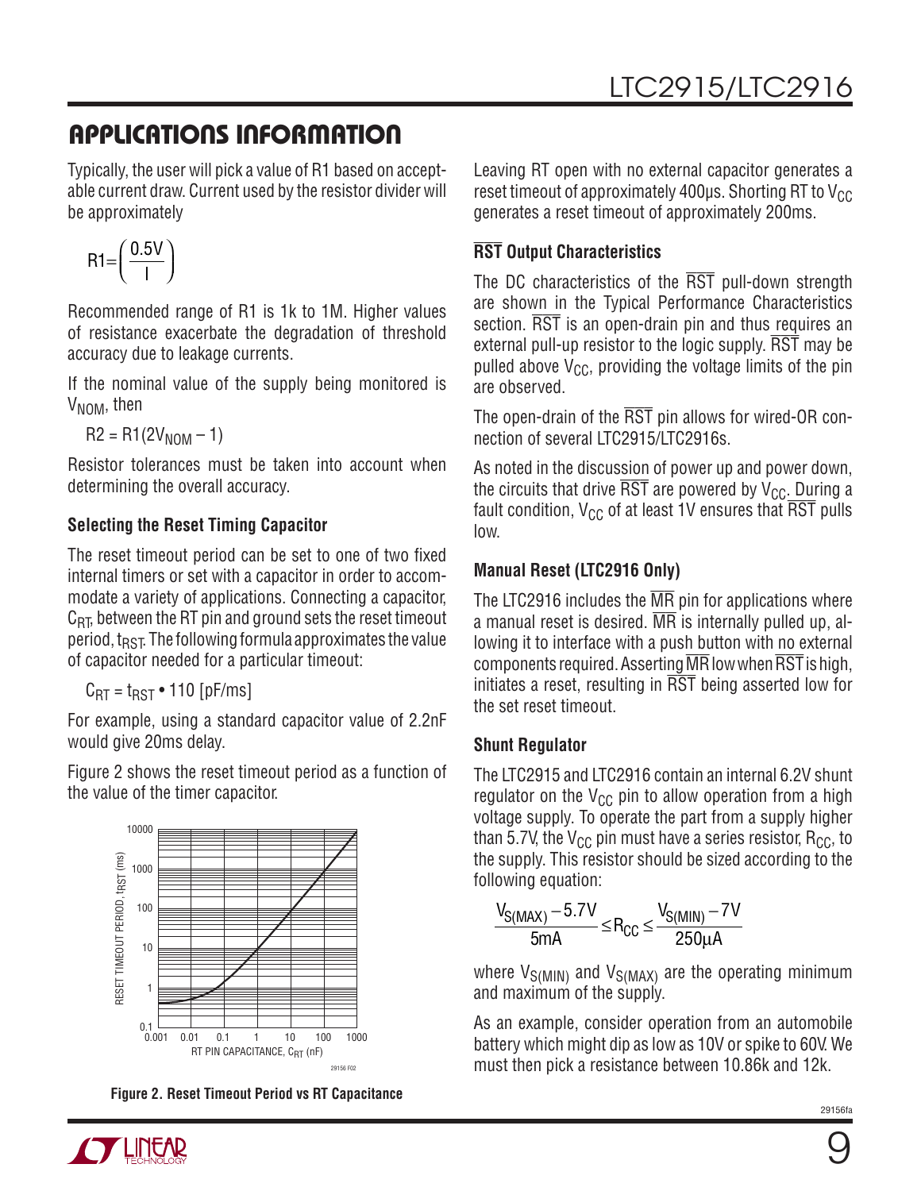## APPLICATIONS INFORMATION

Typically, the user will pick a value of R1 based on acceptable current draw. Current used by the resistor divider will be approximately

$$R1 = \left(\frac{0.5V}{I}\right)$$

Recommended range of R1 is 1k to 1M. Higher values of resistance exacerbate the degradation of threshold accuracy due to leakage currents.

If the nominal value of the supply being monitored is $V_{NOM}$, then

$$R2 = R1(2V_{NOM} - 1)$$

Resistor tolerances must be taken into account when determining the overall accuracy.

### Selecting the Reset Timing Capacitor

The reset timeout period can be set to one of two fixed internal timers or set with a capacitor in order to accommodate a variety of applications. Connecting a capacitor, $C_{RT}$, between the RT pin and ground sets the reset timeout period, $t_{RST}$. The following formula approximates the value of capacitor needed for a particular timeout:

$$C_{RT} = t_{RST} \bullet 110 \text{ [pF/ms]}$$

For example, using a standard capacitor value of 2.2nF would give 20ms delay.

Figure 2 shows the reset timeout period as a function of the value of the timer capacitor.

**Figure 2. Reset Timeout Period vs RT Capacitance**

Leaving RT open with no external capacitor generates a reset timeout of approximately 400µs. Shorting RT to $V_{CC}$ generates a reset timeout of approximately 200ms.

### $\overline{RST}$ Output Characteristics

The DC characteristics of the $\overline{RST}$ pull-down strength are shown in the Typical Performance Characteristics section. $\overline{RST}$ is an open-drain pin and thus requires an external pull-up resistor to the logic supply. $\overline{RST}$ may be pulled above $V_{CC}$, providing the voltage limits of the pin are observed.

The open-drain of the $\overline{RST}$ pin allows for wired-OR connection of several LTC2915/LTC2916s.

As noted in the discussion of power up and power down, the circuits that drive $\overline{RST}$ are powered by $V_{CC}$. During a fault condition, $V_{CC}$ of at least 1V ensures that $\overline{RST}$ pulls low.

### Manual Reset (LTC2916 Only)

The LTC2916 includes the $\overline{MR}$ pin for applications where a manual reset is desired. $\overline{MR}$ is internally pulled up, allowing it to interface with a push button with no external components required. Asserting $\overline{MR}$ low when $\overline{RST}$ is high, initiates a reset, resulting in $\overline{RST}$ being asserted low for the set reset timeout.

### Shunt Regulator

The LTC2915 and LTC2916 contain an internal 6.2V shunt regulator on the $V_{CC}$ pin to allow operation from a high voltage supply. To operate the part from a supply higher than 5.7V, the $V_{CC}$ pin must have a series resistor, $R_{CC}$, to the supply. This resistor should be sized according to the following equation:

$$\frac{V_{S(MAX)} - 5.7V}{5mA} \le R_{CC} \le \frac{V_{S(MIN)} - 7V}{250\mu A}$$

where $V_{S(MIN)}$ and $V_{S(MAX)}$ are the operating minimum and maximum of the supply.

As an example, consider operation from an automobile battery which might dip as low as 10V or spike to 60V. We must then pick a resistance between 10.86k and 12k.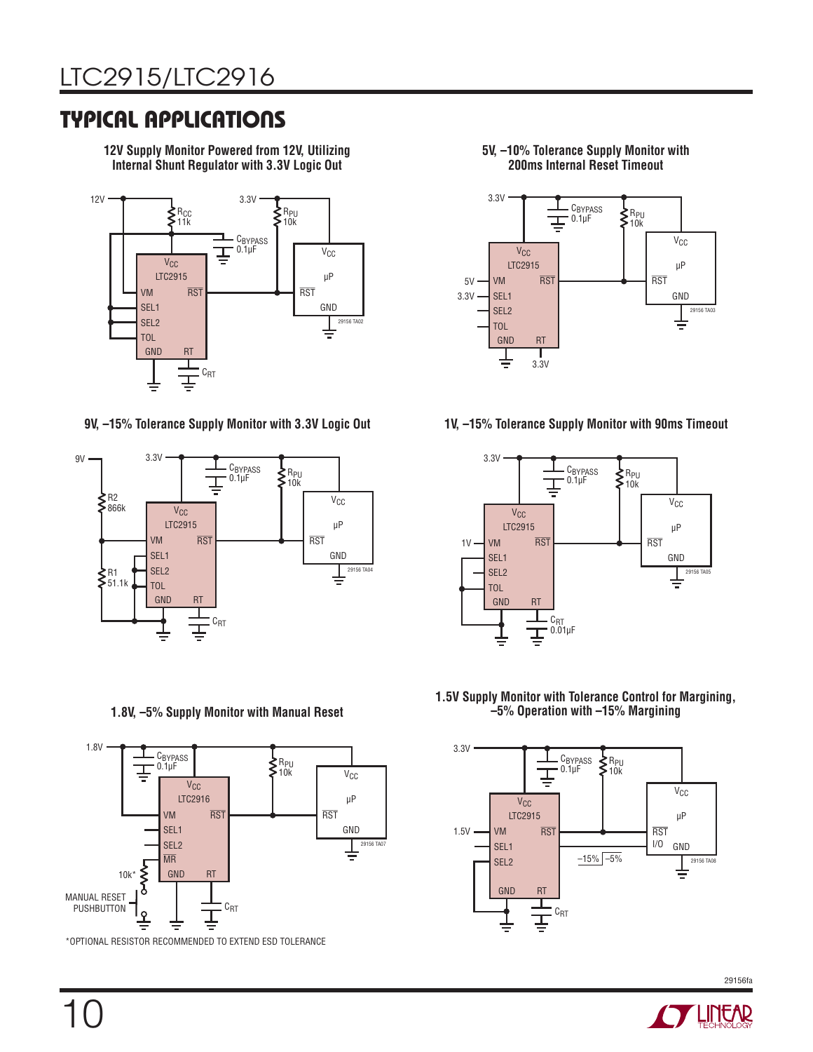## TYPICAL APPLICATIONS

**12V Supply Monitor Powered from 12V, Utilizing Internal Shunt Regulator with 3.3V Logic Out**

12V, 3.3V, $R_{CC}$ 11k, $R_{PU}$ 10k, $C_{BYPASS}$ 0.1µF, $V_{CC}$, LTC2915, VM, $\overline{RST}$, SEL1, SEL2, TOL, GND, RT, $C_{RT}$, µP, $V_{CC}$, $\overline{RST}$, GND

29156 TA02

**5V, –10% Tolerance Supply Monitor with 200ms Internal Reset Timeout**

3.3V, $C_{BYPASS}$ 0.1µF, $R_{PU}$ 10k, $V_{CC}$, LTC2915, 5V, VM, $\overline{RST}$, 3.3V, SEL1, SEL2, TOL, GND, RT, 3.3V, µP, $V_{CC}$, $\overline{RST}$, GND

29156 TA03

**9V, –15% Tolerance Supply Monitor with 3.3V Logic Out**

9V, 3.3V, R2 866k, R1 51.1k, $C_{BYPASS}$ 0.1µF, $R_{PU}$ 10k, $V_{CC}$, LTC2915, VM, $\overline{RST}$, SEL1, SEL2, TOL, GND, RT, $C_{RT}$, µP, $V_{CC}$, $\overline{RST}$, GND

29156 TA04

**1V, –15% Tolerance Supply Monitor with 90ms Timeout**

3.3V, $C_{BYPASS}$ 0.1µF, $R_{PU}$ 10k, $V_{CC}$, LTC2915, 1V, VM, $\overline{RST}$, SEL1, SEL2, TOL, GND, RT, $C_{RT}$ 0.01µF, µP, $V_{CC}$, $\overline{RST}$, GND

29156 TA05

**1.8V, –5% Supply Monitor with Manual Reset**

1.8V, $C_{BYPASS}$ 0.1µF, $R_{PU}$ 10k, $V_{CC}$, LTC2916, VM, $\overline{RST}$, SEL1, SEL2, $\overline{MR}$, GND, RT, 10k*, MANUAL RESET PUSHBUTTON, $C_{RT}$, µP, $V_{CC}$, $\overline{RST}$, GND

29156 TA07

*OPTIONAL RESISTOR RECOMMENDED TO EXTEND ESD TOLERANCE

**1.5V Supply Monitor with Tolerance Control for Margining, –5% Operation with –15% Margining**

3.3V, $C_{BYPASS}$ 0.1µF, $R_{PU}$ 10k, $V_{CC}$, LTC2915, 1.5V, VM, $\overline{RST}$, SEL1, SEL2, GND, RT, $C_{RT}$, µP, $V_{CC}$, $\overline{RST}$, I/O, GND, –15%, –5%

29156 TA08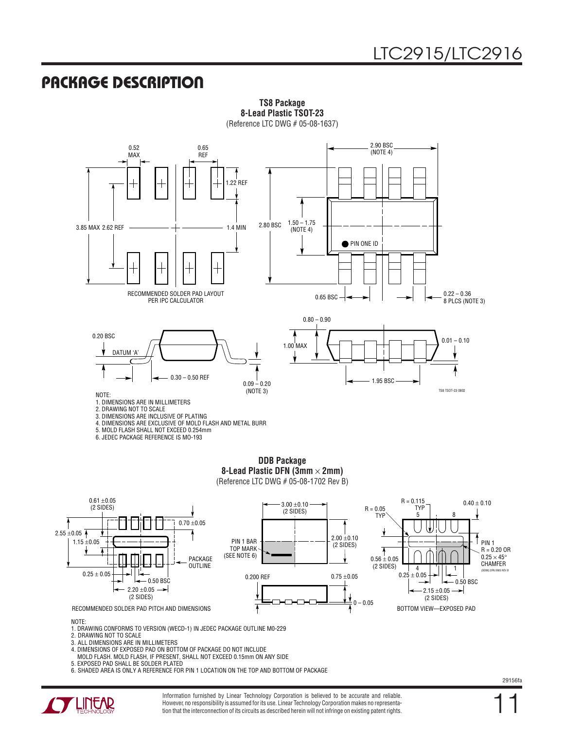## PACKAGE DESCRIPTION

**TS8 Package**
**8-Lead Plastic TSOT-23**
(Reference LTC DWG # 05-08-1637)

RECOMMENDED SOLDER PAD LAYOUT
PER IPC CALCULATOR

NOTE:
1. DIMENSIONS ARE IN MILLIMETERS
2. DRAWING NOT TO SCALE
3. DIMENSIONS ARE INCLUSIVE OF PLATING
4. DIMENSIONS ARE EXCLUSIVE OF MOLD FLASH AND METAL BURR
5. MOLD FLASH SHALL NOT EXCEED 0.254mm
6. JEDEC PACKAGE REFERENCE IS MO-193

**DDB Package**
**8-Lead Plastic DFN (3mm × 2mm)**
(Reference LTC DWG # 05-08-1702 Rev B)

RECOMMENDED SOLDER PAD PITCH AND DIMENSIONS

BOTTOM VIEW—EXPOSED PAD

NOTE:
1. DRAWING CONFORMS TO VERSION (WECD-1) IN JEDEC PACKAGE OUTLINE M0-229
2. DRAWING NOT TO SCALE
3. ALL DIMENSIONS ARE IN MILLIMETERS
4. DIMENSIONS OF EXPOSED PAD ON BOTTOM OF PACKAGE DO NOT INCLUDE MOLD FLASH. MOLD FLASH, IF PRESENT, SHALL NOT EXCEED 0.15mm ON ANY SIDE
5. EXPOSED PAD SHALL BE SOLDER PLATED
6. SHADED AREA IS ONLY A REFERENCE FOR PIN 1 LOCATION ON THE TOP AND BOTTOM OF PACKAGE

Information furnished by Linear Technology Corporation is believed to be accurate and reliable. However, no responsibility is assumed for its use. Linear Technology Corporation makes no representation that the interconnection of its circuits as described herein will not infringe on existing patent rights.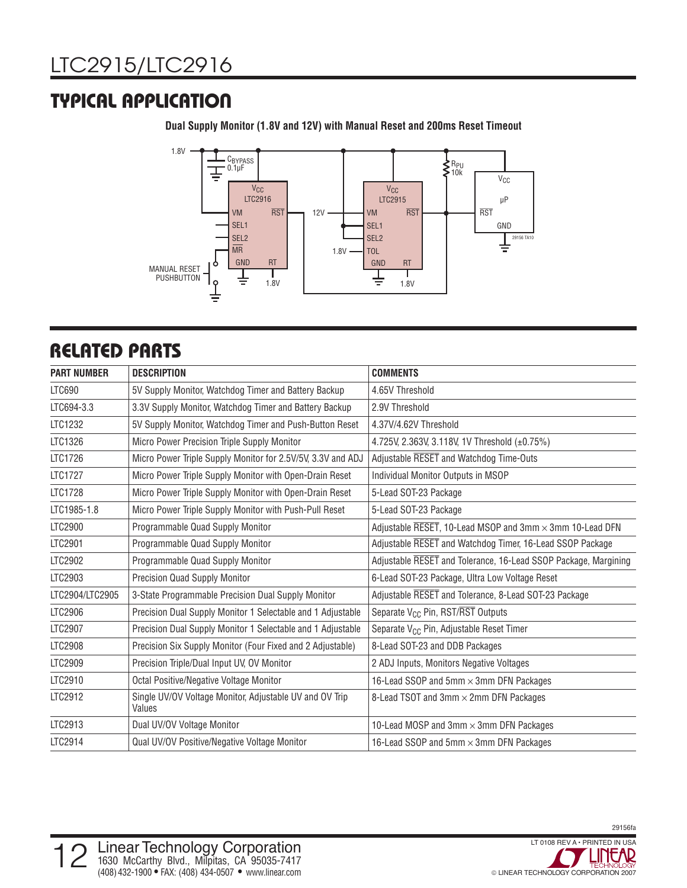## TYPICAL APPLICATION

**Dual Supply Monitor (1.8V and 12V) with Manual Reset and 200ms Reset Timeout**

1.8V
$C_{BYPASS}$
0.1µF
$V_{CC}$
LTC2916
VM
$\overline{RST}$
SEL1
SEL2
$\overline{MR}$
GND
RT
1.8V
MANUAL RESET
PUSHBUTTON
12V
$V_{CC}$
LTC2915
VM
$\overline{RST}$
SEL1
SEL2
1.8V
TOL
GND
RT
1.8V
$R_{PU}$
10k
$V_{CC}$
µP
$\overline{RST}$
GND
29156 TA10

## RELATED PARTS

| PART NUMBER | DESCRIPTION | COMMENTS |
|---|---|---|
| LTC690 | 5V Supply Monitor, Watchdog Timer and Battery Backup | 4.65V Threshold |
| LTC694-3.3 | 3.3V Supply Monitor, Watchdog Timer and Battery Backup | 2.9V Threshold |
| LTC1232 | 5V Supply Monitor, Watchdog Timer and Push-Button Reset | 4.37V/4.62V Threshold |
| LTC1326 | Micro Power Precision Triple Supply Monitor | 4.725V, 2.363V, 3.118V, 1V Threshold (±0.75%) |
| LTC1726 | Micro Power Triple Supply Monitor for 2.5V/5V, 3.3V and ADJ | Adjustable $\overline{RESET}$ and Watchdog Time-Outs |
| LTC1727 | Micro Power Triple Supply Monitor with Open-Drain Reset | Individual Monitor Outputs in MSOP |
| LTC1728 | Micro Power Triple Supply Monitor with Open-Drain Reset | 5-Lead SOT-23 Package |
| LTC1985-1.8 | Micro Power Triple Supply Monitor with Push-Pull Reset | 5-Lead SOT-23 Package |
| LTC2900 | Programmable Quad Supply Monitor | Adjustable $\overline{RESET}$, 10-Lead MSOP and 3mm × 3mm 10-Lead DFN |
| LTC2901 | Programmable Quad Supply Monitor | Adjustable $\overline{RESET}$ and Watchdog Timer, 16-Lead SSOP Package |
| LTC2902 | Programmable Quad Supply Monitor | Adjustable $\overline{RESET}$ and Tolerance, 16-Lead SSOP Package, Margining |
| LTC2903 | Precision Quad Supply Monitor | 6-Lead SOT-23 Package, Ultra Low Voltage Reset |
| LTC2904/LTC2905 | 3-State Programmable Precision Dual Supply Monitor | Adjustable $\overline{RESET}$ and Tolerance, 8-Lead SOT-23 Package |
| LTC2906 | Precision Dual Supply Monitor 1 Selectable and 1 Adjustable | Separate $V_{CC}$ Pin, RST/$\overline{RST}$ Outputs |
| LTC2907 | Precision Dual Supply Monitor 1 Selectable and 1 Adjustable | Separate $V_{CC}$ Pin, Adjustable Reset Timer |
| LTC2908 | Precision Six Supply Monitor (Four Fixed and 2 Adjustable) | 8-Lead SOT-23 and DDB Packages |
| LTC2909 | Precision Triple/Dual Input UV, OV Monitor | 2 ADJ Inputs, Monitors Negative Voltages |
| LTC2910 | Octal Positive/Negative Voltage Monitor | 16-Lead SSOP and 5mm × 3mm DFN Packages |
| LTC2912 | Single UV/OV Voltage Monitor, Adjustable UV and OV Trip Values | 8-Lead TSOT and 3mm × 2mm DFN Packages |
| LTC2913 | Dual UV/OV Voltage Monitor | 10-Lead MOSP and 3mm × 3mm DFN Packages |
| LTC2914 | Qual UV/OV Positive/Negative Voltage Monitor | 16-Lead SSOP and 5mm × 3mm DFN Packages |

Linear Technology Corporation
1630 McCarthy Blvd., Milpitas, CA 95035-7417
(408) 432-1900 • FAX: (408) 434-0507 • www.linear.com

29156fa
LT 0108 REV A • PRINTED IN USA
© LINEAR TECHNOLOGY CORPORATION 2007